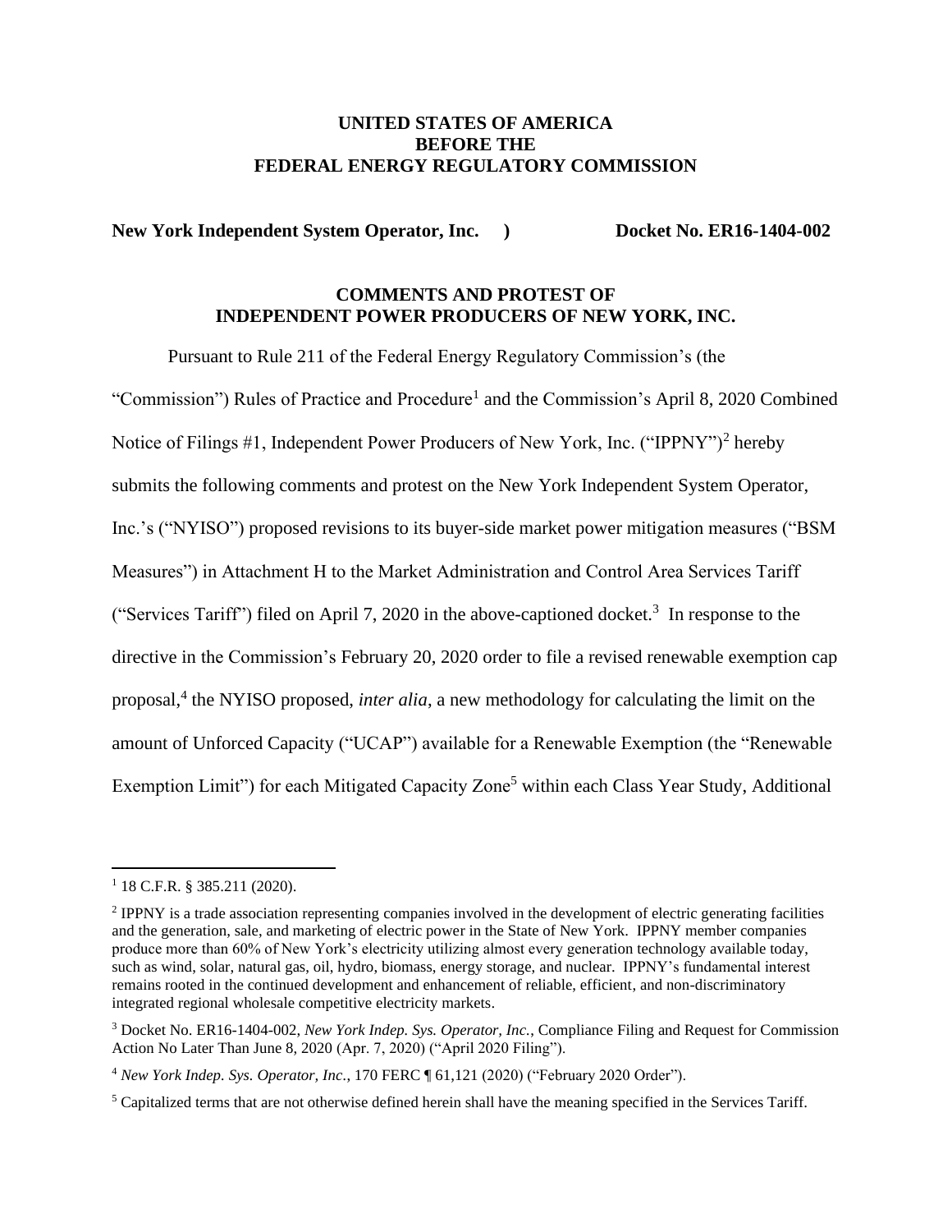**UNITED STATES OF AMERICA**
**BEFORE THE**
**FEDERAL ENERGY REGULATORY COMMISSION**

**New York Independent System Operator, Inc. ) Docket No. ER16-1404-002**

**COMMENTS AND PROTEST OF**
**INDEPENDENT POWER PRODUCERS OF NEW YORK, INC.**

Pursuant to Rule 211 of the Federal Energy Regulatory Commission's (the "Commission") Rules of Practice and Procedure[1] and the Commission's April 8, 2020 Combined Notice of Filings #1, Independent Power Producers of New York, Inc. ("IPPNY")[2] hereby submits the following comments and protest on the New York Independent System Operator, Inc.'s ("NYISO") proposed revisions to its buyer-side market power mitigation measures ("BSM Measures") in Attachment H to the Market Administration and Control Area Services Tariff ("Services Tariff") filed on April 7, 2020 in the above-captioned docket.[3] In response to the directive in the Commission's February 20, 2020 order to file a revised renewable exemption cap proposal,[4] the NYISO proposed, *inter alia*, a new methodology for calculating the limit on the amount of Unforced Capacity ("UCAP") available for a Renewable Exemption (the "Renewable Exemption Limit") for each Mitigated Capacity Zone[5] within each Class Year Study, Additional

---

[1] 18 C.F.R. § 385.211 (2020).

[2] IPPNY is a trade association representing companies involved in the development of electric generating facilities and the generation, sale, and marketing of electric power in the State of New York. IPPNY member companies produce more than 60% of New York's electricity utilizing almost every generation technology available today, such as wind, solar, natural gas, oil, hydro, biomass, energy storage, and nuclear. IPPNY's fundamental interest remains rooted in the continued development and enhancement of reliable, efficient, and non-discriminatory integrated regional wholesale competitive electricity markets.

[3] Docket No. ER16-1404-002, *New York Indep. Sys. Operator, Inc.*, Compliance Filing and Request for Commission Action No Later Than June 8, 2020 (Apr. 7, 2020) ("April 2020 Filing").

[4] *New York Indep. Sys. Operator, Inc.*, 170 FERC ¶ 61,121 (2020) ("February 2020 Order").

[5] Capitalized terms that are not otherwise defined herein shall have the meaning specified in the Services Tariff.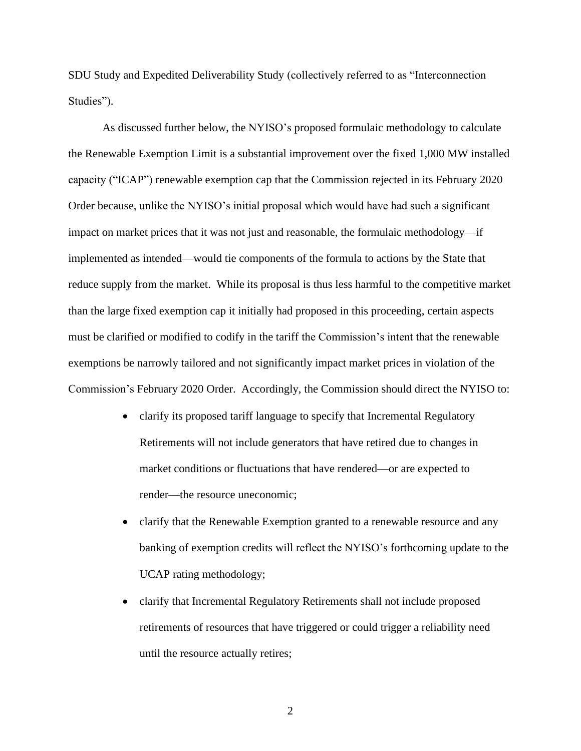SDU Study and Expedited Deliverability Study (collectively referred to as "Interconnection Studies").

As discussed further below, the NYISO's proposed formulaic methodology to calculate the Renewable Exemption Limit is a substantial improvement over the fixed 1,000 MW installed capacity ("ICAP") renewable exemption cap that the Commission rejected in its February 2020 Order because, unlike the NYISO's initial proposal which would have had such a significant impact on market prices that it was not just and reasonable, the formulaic methodology—if implemented as intended—would tie components of the formula to actions by the State that reduce supply from the market. While its proposal is thus less harmful to the competitive market than the large fixed exemption cap it initially had proposed in this proceeding, certain aspects must be clarified or modified to codify in the tariff the Commission's intent that the renewable exemptions be narrowly tailored and not significantly impact market prices in violation of the Commission's February 2020 Order. Accordingly, the Commission should direct the NYISO to:

- clarify its proposed tariff language to specify that Incremental Regulatory Retirements will not include generators that have retired due to changes in market conditions or fluctuations that have rendered—or are expected to render—the resource uneconomic;
- clarify that the Renewable Exemption granted to a renewable resource and any banking of exemption credits will reflect the NYISO's forthcoming update to the UCAP rating methodology;
- clarify that Incremental Regulatory Retirements shall not include proposed retirements of resources that have triggered or could trigger a reliability need until the resource actually retires;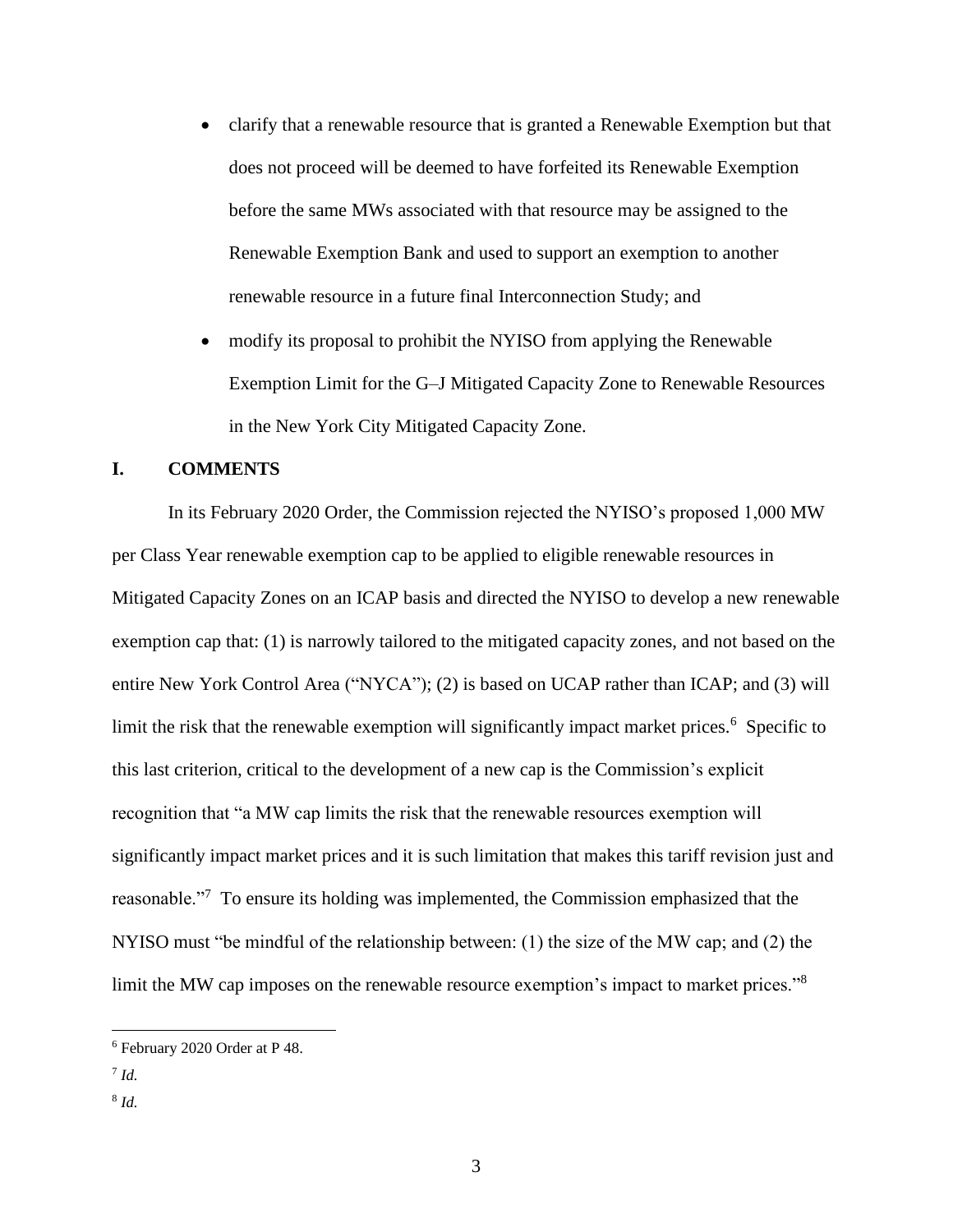- clarify that a renewable resource that is granted a Renewable Exemption but that does not proceed will be deemed to have forfeited its Renewable Exemption before the same MWs associated with that resource may be assigned to the Renewable Exemption Bank and used to support an exemption to another renewable resource in a future final Interconnection Study; and
- modify its proposal to prohibit the NYISO from applying the Renewable Exemption Limit for the G–J Mitigated Capacity Zone to Renewable Resources in the New York City Mitigated Capacity Zone.

## I. COMMENTS

In its February 2020 Order, the Commission rejected the NYISO's proposed 1,000 MW per Class Year renewable exemption cap to be applied to eligible renewable resources in Mitigated Capacity Zones on an ICAP basis and directed the NYISO to develop a new renewable exemption cap that: (1) is narrowly tailored to the mitigated capacity zones, and not based on the entire New York Control Area ("NYCA"); (2) is based on UCAP rather than ICAP; and (3) will limit the risk that the renewable exemption will significantly impact market prices.[6] Specific to this last criterion, critical to the development of a new cap is the Commission's explicit recognition that "a MW cap limits the risk that the renewable resources exemption will significantly impact market prices and it is such limitation that makes this tariff revision just and reasonable."[7] To ensure its holding was implemented, the Commission emphasized that the NYISO must "be mindful of the relationship between: (1) the size of the MW cap; and (2) the limit the MW cap imposes on the renewable resource exemption's impact to market prices."[8]

[6] February 2020 Order at P 48.

[7] *Id.*

[8] *Id.*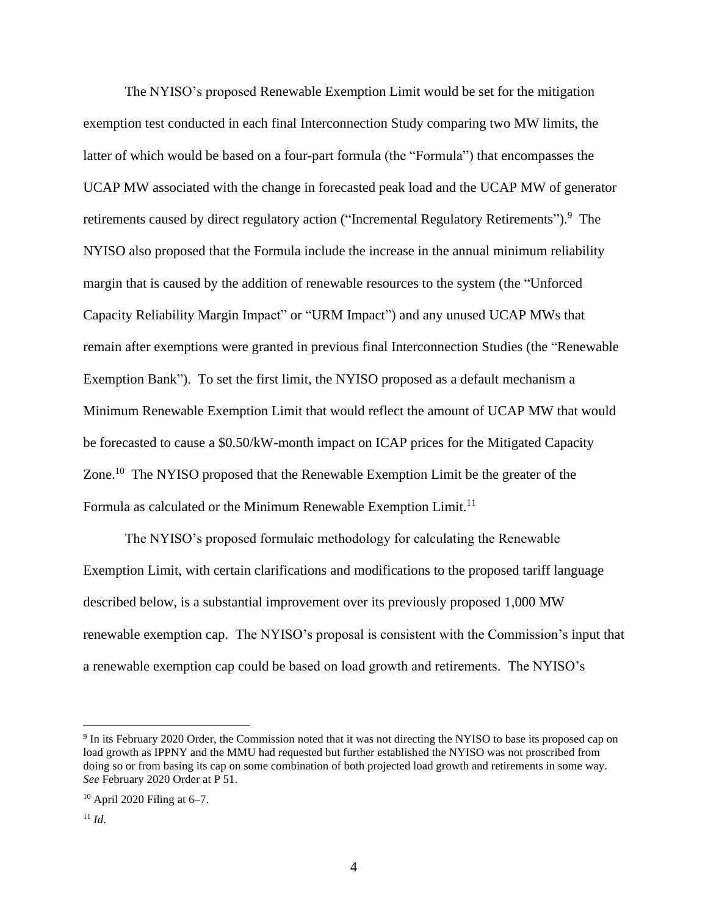The NYISO's proposed Renewable Exemption Limit would be set for the mitigation exemption test conducted in each final Interconnection Study comparing two MW limits, the latter of which would be based on a four-part formula (the "Formula") that encompasses the UCAP MW associated with the change in forecasted peak load and the UCAP MW of generator retirements caused by direct regulatory action ("Incremental Regulatory Retirements").[9] The NYISO also proposed that the Formula include the increase in the annual minimum reliability margin that is caused by the addition of renewable resources to the system (the "Unforced Capacity Reliability Margin Impact" or "URM Impact") and any unused UCAP MWs that remain after exemptions were granted in previous final Interconnection Studies (the "Renewable Exemption Bank"). To set the first limit, the NYISO proposed as a default mechanism a Minimum Renewable Exemption Limit that would reflect the amount of UCAP MW that would be forecasted to cause a $0.50/kW-month impact on ICAP prices for the Mitigated Capacity Zone.[10] The NYISO proposed that the Renewable Exemption Limit be the greater of the Formula as calculated or the Minimum Renewable Exemption Limit.[11]

The NYISO's proposed formulaic methodology for calculating the Renewable Exemption Limit, with certain clarifications and modifications to the proposed tariff language described below, is a substantial improvement over its previously proposed 1,000 MW renewable exemption cap. The NYISO's proposal is consistent with the Commission's input that a renewable exemption cap could be based on load growth and retirements. The NYISO's

---

[9] In its February 2020 Order, the Commission noted that it was not directing the NYISO to base its proposed cap on load growth as IPPNY and the MMU had requested but further established the NYISO was not proscribed from doing so or from basing its cap on some combination of both projected load growth and retirements in some way. *See* February 2020 Order at P 51.

[10] April 2020 Filing at 6–7.

[11] *Id*.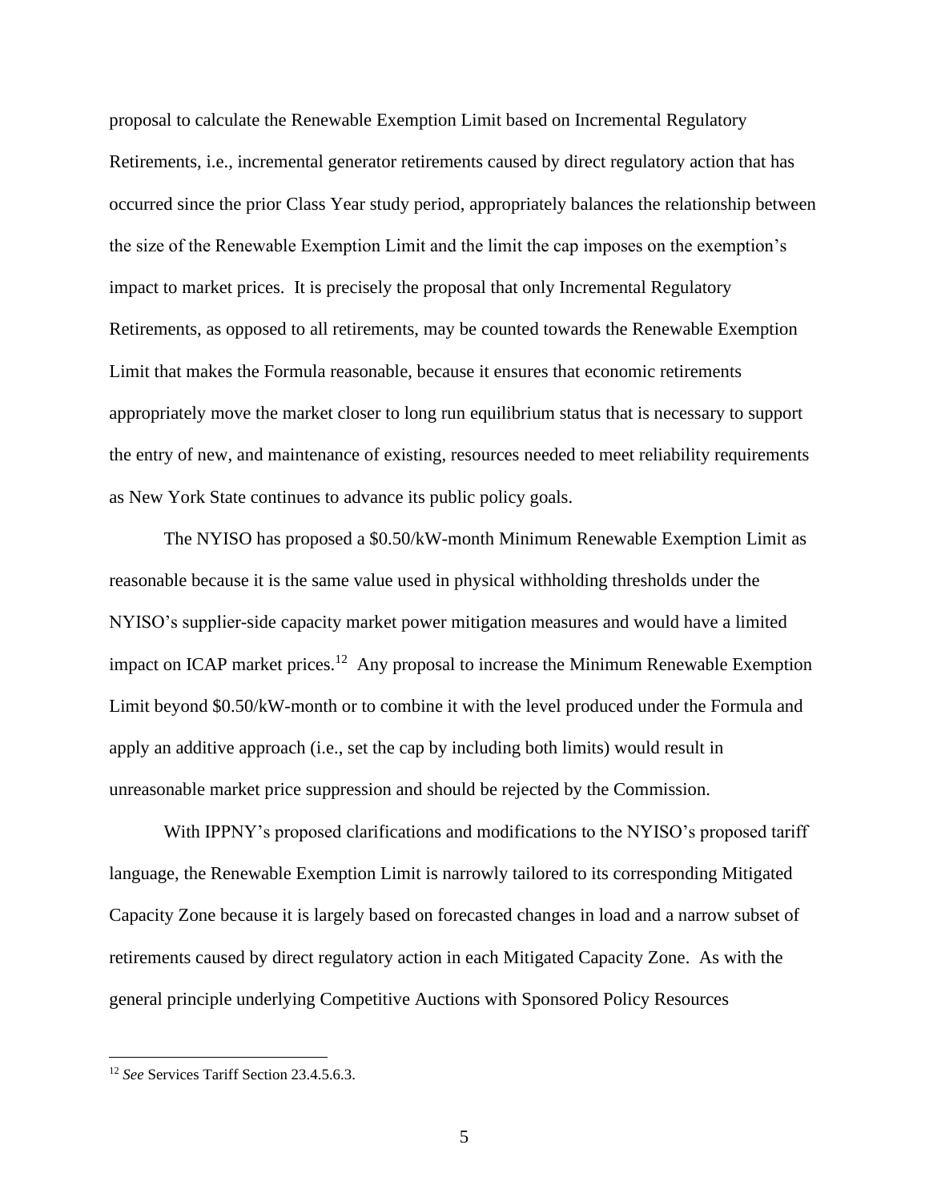proposal to calculate the Renewable Exemption Limit based on Incremental Regulatory Retirements, i.e., incremental generator retirements caused by direct regulatory action that has occurred since the prior Class Year study period, appropriately balances the relationship between the size of the Renewable Exemption Limit and the limit the cap imposes on the exemption's impact to market prices. It is precisely the proposal that only Incremental Regulatory Retirements, as opposed to all retirements, may be counted towards the Renewable Exemption Limit that makes the Formula reasonable, because it ensures that economic retirements appropriately move the market closer to long run equilibrium status that is necessary to support the entry of new, and maintenance of existing, resources needed to meet reliability requirements as New York State continues to advance its public policy goals.

The NYISO has proposed a $0.50/kW-month Minimum Renewable Exemption Limit as reasonable because it is the same value used in physical withholding thresholds under the NYISO's supplier-side capacity market power mitigation measures and would have a limited impact on ICAP market prices.[12] Any proposal to increase the Minimum Renewable Exemption Limit beyond $0.50/kW-month or to combine it with the level produced under the Formula and apply an additive approach (i.e., set the cap by including both limits) would result in unreasonable market price suppression and should be rejected by the Commission.

With IPPNY's proposed clarifications and modifications to the NYISO's proposed tariff language, the Renewable Exemption Limit is narrowly tailored to its corresponding Mitigated Capacity Zone because it is largely based on forecasted changes in load and a narrow subset of retirements caused by direct regulatory action in each Mitigated Capacity Zone. As with the general principle underlying Competitive Auctions with Sponsored Policy Resources

---

[12] *See* Services Tariff Section 23.4.5.6.3.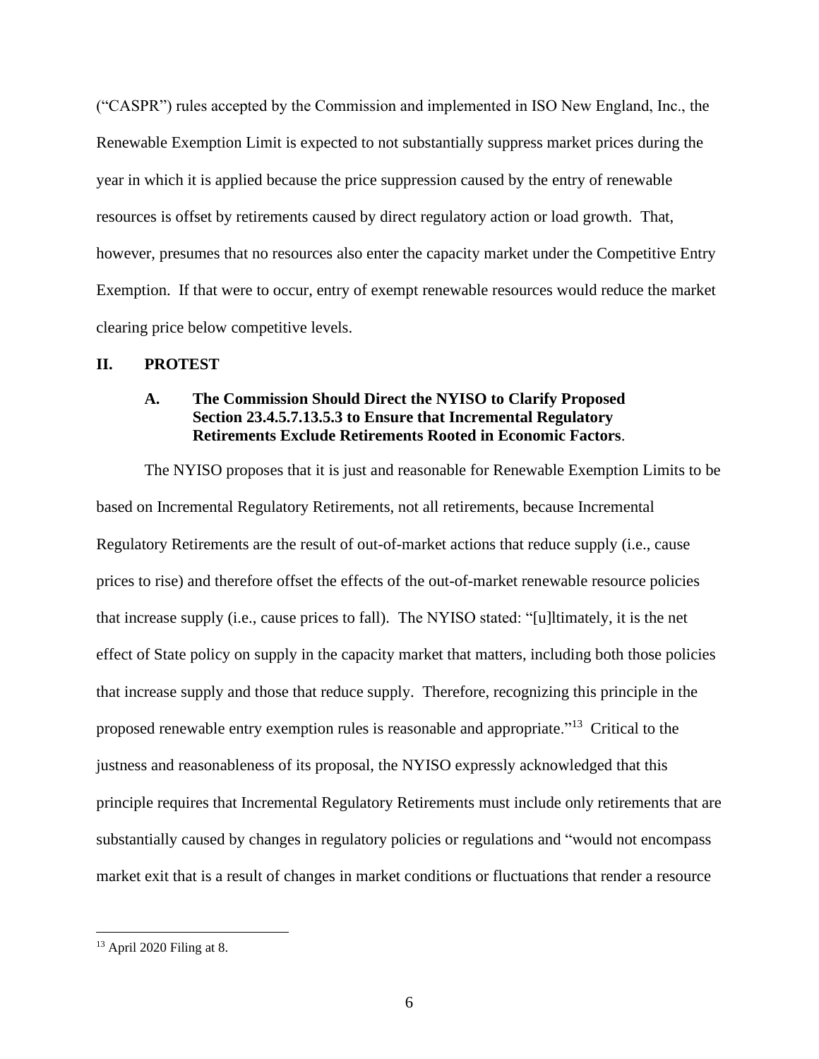("CASPR") rules accepted by the Commission and implemented in ISO New England, Inc., the Renewable Exemption Limit is expected to not substantially suppress market prices during the year in which it is applied because the price suppression caused by the entry of renewable resources is offset by retirements caused by direct regulatory action or load growth. That, however, presumes that no resources also enter the capacity market under the Competitive Entry Exemption. If that were to occur, entry of exempt renewable resources would reduce the market clearing price below competitive levels.

## II. PROTEST

### A. The Commission Should Direct the NYISO to Clarify Proposed Section 23.4.5.7.13.5.3 to Ensure that Incremental Regulatory Retirements Exclude Retirements Rooted in Economic Factors.

The NYISO proposes that it is just and reasonable for Renewable Exemption Limits to be based on Incremental Regulatory Retirements, not all retirements, because Incremental Regulatory Retirements are the result of out-of-market actions that reduce supply (i.e., cause prices to rise) and therefore offset the effects of the out-of-market renewable resource policies that increase supply (i.e., cause prices to fall). The NYISO stated: "[u]ltimately, it is the net effect of State policy on supply in the capacity market that matters, including both those policies that increase supply and those that reduce supply. Therefore, recognizing this principle in the proposed renewable entry exemption rules is reasonable and appropriate."[13] Critical to the justness and reasonableness of its proposal, the NYISO expressly acknowledged that this principle requires that Incremental Regulatory Retirements must include only retirements that are substantially caused by changes in regulatory policies or regulations and "would not encompass market exit that is a result of changes in market conditions or fluctuations that render a resource

[13] April 2020 Filing at 8.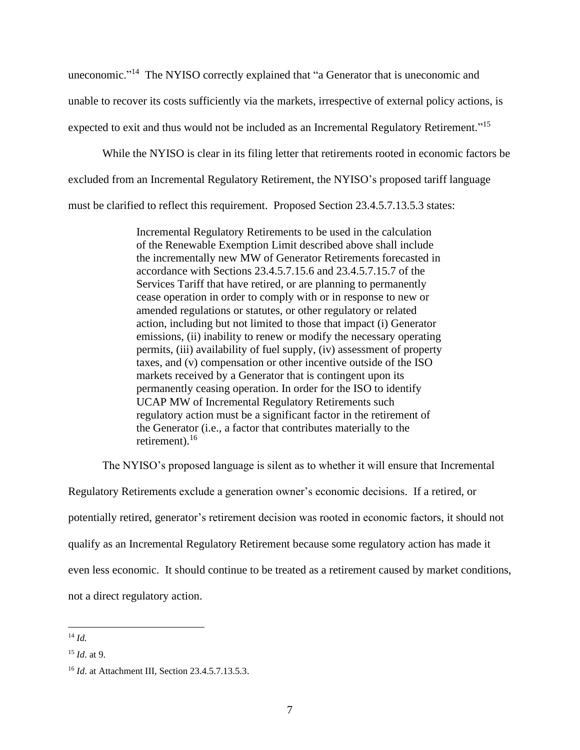uneconomic."[14] The NYISO correctly explained that "a Generator that is uneconomic and unable to recover its costs sufficiently via the markets, irrespective of external policy actions, is expected to exit and thus would not be included as an Incremental Regulatory Retirement."[15]

While the NYISO is clear in its filing letter that retirements rooted in economic factors be excluded from an Incremental Regulatory Retirement, the NYISO's proposed tariff language must be clarified to reflect this requirement. Proposed Section 23.4.5.7.13.5.3 states:

> Incremental Regulatory Retirements to be used in the calculation of the Renewable Exemption Limit described above shall include the incrementally new MW of Generator Retirements forecasted in accordance with Sections 23.4.5.7.15.6 and 23.4.5.7.15.7 of the Services Tariff that have retired, or are planning to permanently cease operation in order to comply with or in response to new or amended regulations or statutes, or other regulatory or related action, including but not limited to those that impact (i) Generator emissions, (ii) inability to renew or modify the necessary operating permits, (iii) availability of fuel supply, (iv) assessment of property taxes, and (v) compensation or other incentive outside of the ISO markets received by a Generator that is contingent upon its permanently ceasing operation. In order for the ISO to identify UCAP MW of Incremental Regulatory Retirements such regulatory action must be a significant factor in the retirement of the Generator (i.e., a factor that contributes materially to the retirement).[16]

The NYISO's proposed language is silent as to whether it will ensure that Incremental Regulatory Retirements exclude a generation owner's economic decisions. If a retired, or potentially retired, generator's retirement decision was rooted in economic factors, it should not qualify as an Incremental Regulatory Retirement because some regulatory action has made it even less economic. It should continue to be treated as a retirement caused by market conditions, not a direct regulatory action.

---

[14] *Id.*

[15] *Id*. at 9.

[16] *Id*. at Attachment III, Section 23.4.5.7.13.5.3.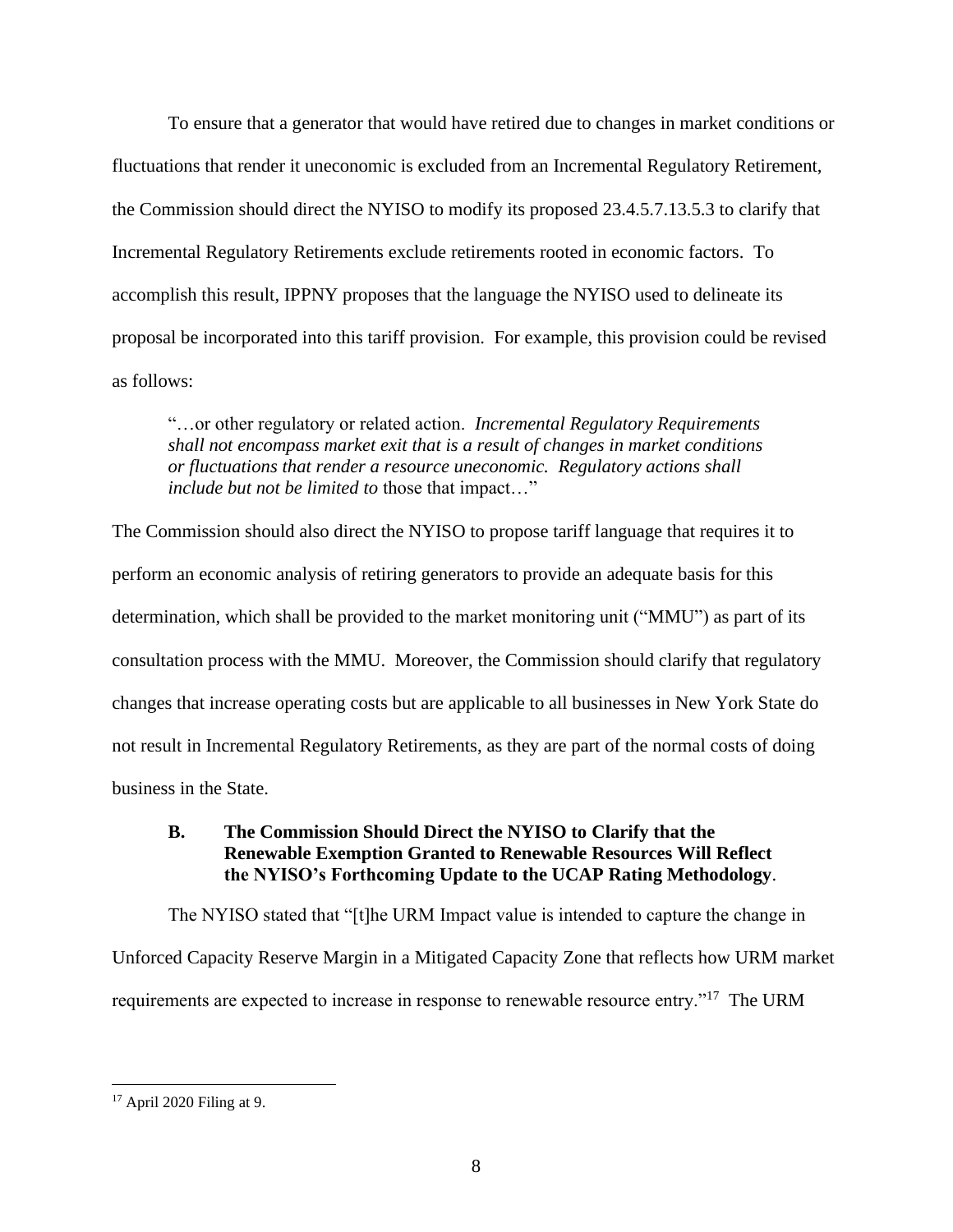To ensure that a generator that would have retired due to changes in market conditions or fluctuations that render it uneconomic is excluded from an Incremental Regulatory Retirement, the Commission should direct the NYISO to modify its proposed 23.4.5.7.13.5.3 to clarify that Incremental Regulatory Retirements exclude retirements rooted in economic factors. To accomplish this result, IPPNY proposes that the language the NYISO used to delineate its proposal be incorporated into this tariff provision. For example, this provision could be revised as follows:

> "…or other regulatory or related action. *Incremental Regulatory Requirements shall not encompass market exit that is a result of changes in market conditions or fluctuations that render a resource uneconomic. Regulatory actions shall include but not be limited to* those that impact…"

The Commission should also direct the NYISO to propose tariff language that requires it to perform an economic analysis of retiring generators to provide an adequate basis for this determination, which shall be provided to the market monitoring unit ("MMU") as part of its consultation process with the MMU. Moreover, the Commission should clarify that regulatory changes that increase operating costs but are applicable to all businesses in New York State do not result in Incremental Regulatory Retirements, as they are part of the normal costs of doing business in the State.

### B. The Commission Should Direct the NYISO to Clarify that the Renewable Exemption Granted to Renewable Resources Will Reflect the NYISO's Forthcoming Update to the UCAP Rating Methodology.

The NYISO stated that "[t]he URM Impact value is intended to capture the change in Unforced Capacity Reserve Margin in a Mitigated Capacity Zone that reflects how URM market requirements are expected to increase in response to renewable resource entry."[17] The URM

---

[17] April 2020 Filing at 9.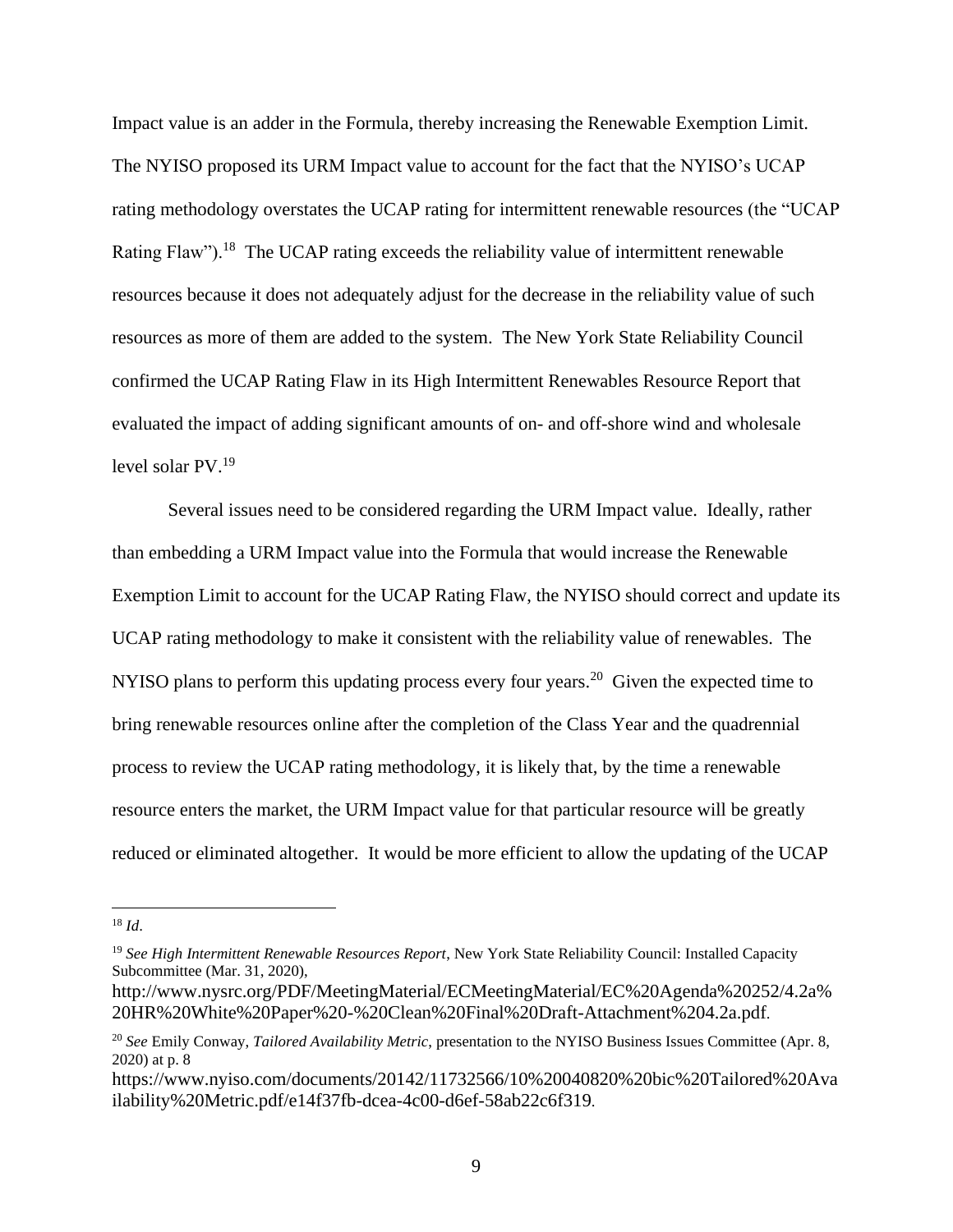Impact value is an adder in the Formula, thereby increasing the Renewable Exemption Limit. The NYISO proposed its URM Impact value to account for the fact that the NYISO's UCAP rating methodology overstates the UCAP rating for intermittent renewable resources (the "UCAP Rating Flaw").[18] The UCAP rating exceeds the reliability value of intermittent renewable resources because it does not adequately adjust for the decrease in the reliability value of such resources as more of them are added to the system. The New York State Reliability Council confirmed the UCAP Rating Flaw in its High Intermittent Renewables Resource Report that evaluated the impact of adding significant amounts of on- and off-shore wind and wholesale level solar PV.[19]

Several issues need to be considered regarding the URM Impact value. Ideally, rather than embedding a URM Impact value into the Formula that would increase the Renewable Exemption Limit to account for the UCAP Rating Flaw, the NYISO should correct and update its UCAP rating methodology to make it consistent with the reliability value of renewables. The NYISO plans to perform this updating process every four years.[20] Given the expected time to bring renewable resources online after the completion of the Class Year and the quadrennial process to review the UCAP rating methodology, it is likely that, by the time a renewable resource enters the market, the URM Impact value for that particular resource will be greatly reduced or eliminated altogether. It would be more efficient to allow the updating of the UCAP

---

[18] *Id*.

[19] *See High Intermittent Renewable Resources Report*, New York State Reliability Council: Installed Capacity Subcommittee (Mar. 31, 2020), http://www.nysrc.org/PDF/MeetingMaterial/ECMeetingMaterial/EC%20Agenda%20252/4.2a%20HR%20White%20Paper%20-%20Clean%20Final%20Draft-Attachment%204.2a.pdf.

[20] *See* Emily Conway, *Tailored Availability Metric*, presentation to the NYISO Business Issues Committee (Apr. 8, 2020) at p. 8 https://www.nyiso.com/documents/20142/11732566/10%20040820%20bic%20Tailored%20Availability%20Metric.pdf/e14f37fb-dcea-4c00-d6ef-58ab22c6f319.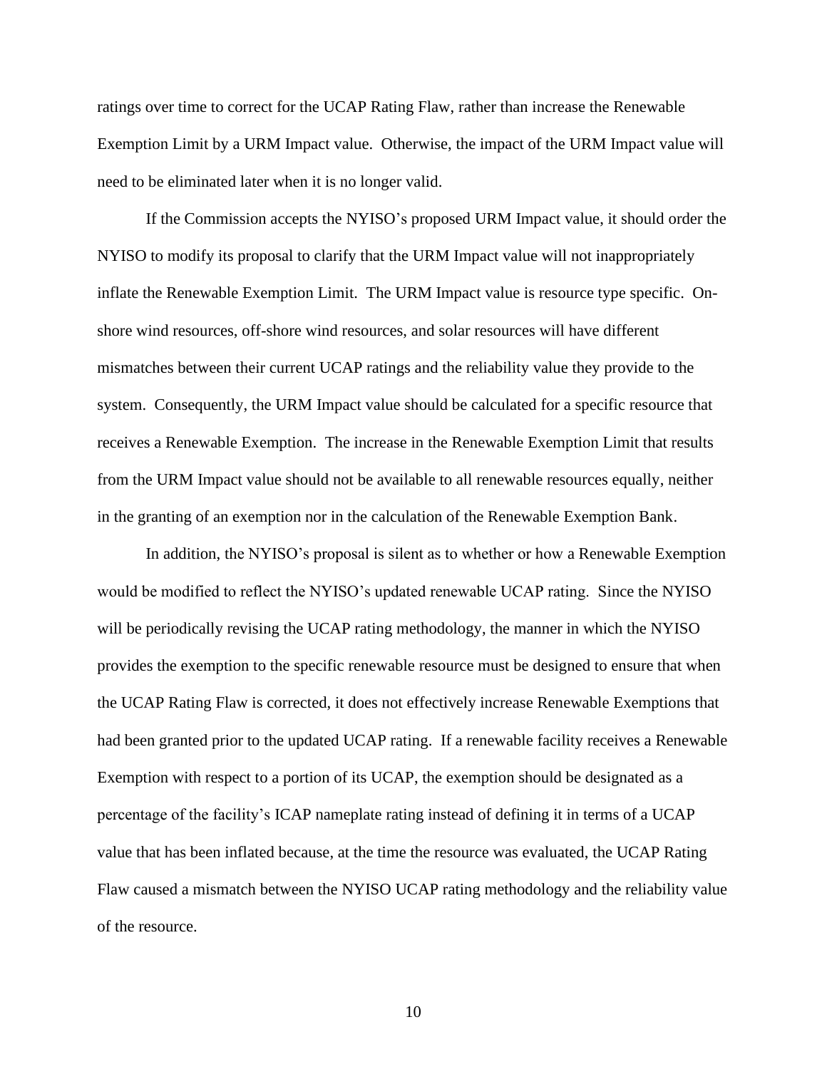ratings over time to correct for the UCAP Rating Flaw, rather than increase the Renewable Exemption Limit by a URM Impact value. Otherwise, the impact of the URM Impact value will need to be eliminated later when it is no longer valid.

If the Commission accepts the NYISO's proposed URM Impact value, it should order the NYISO to modify its proposal to clarify that the URM Impact value will not inappropriately inflate the Renewable Exemption Limit. The URM Impact value is resource type specific. On-shore wind resources, off-shore wind resources, and solar resources will have different mismatches between their current UCAP ratings and the reliability value they provide to the system. Consequently, the URM Impact value should be calculated for a specific resource that receives a Renewable Exemption. The increase in the Renewable Exemption Limit that results from the URM Impact value should not be available to all renewable resources equally, neither in the granting of an exemption nor in the calculation of the Renewable Exemption Bank.

In addition, the NYISO's proposal is silent as to whether or how a Renewable Exemption would be modified to reflect the NYISO's updated renewable UCAP rating. Since the NYISO will be periodically revising the UCAP rating methodology, the manner in which the NYISO provides the exemption to the specific renewable resource must be designed to ensure that when the UCAP Rating Flaw is corrected, it does not effectively increase Renewable Exemptions that had been granted prior to the updated UCAP rating. If a renewable facility receives a Renewable Exemption with respect to a portion of its UCAP, the exemption should be designated as a percentage of the facility's ICAP nameplate rating instead of defining it in terms of a UCAP value that has been inflated because, at the time the resource was evaluated, the UCAP Rating Flaw caused a mismatch between the NYISO UCAP rating methodology and the reliability value of the resource.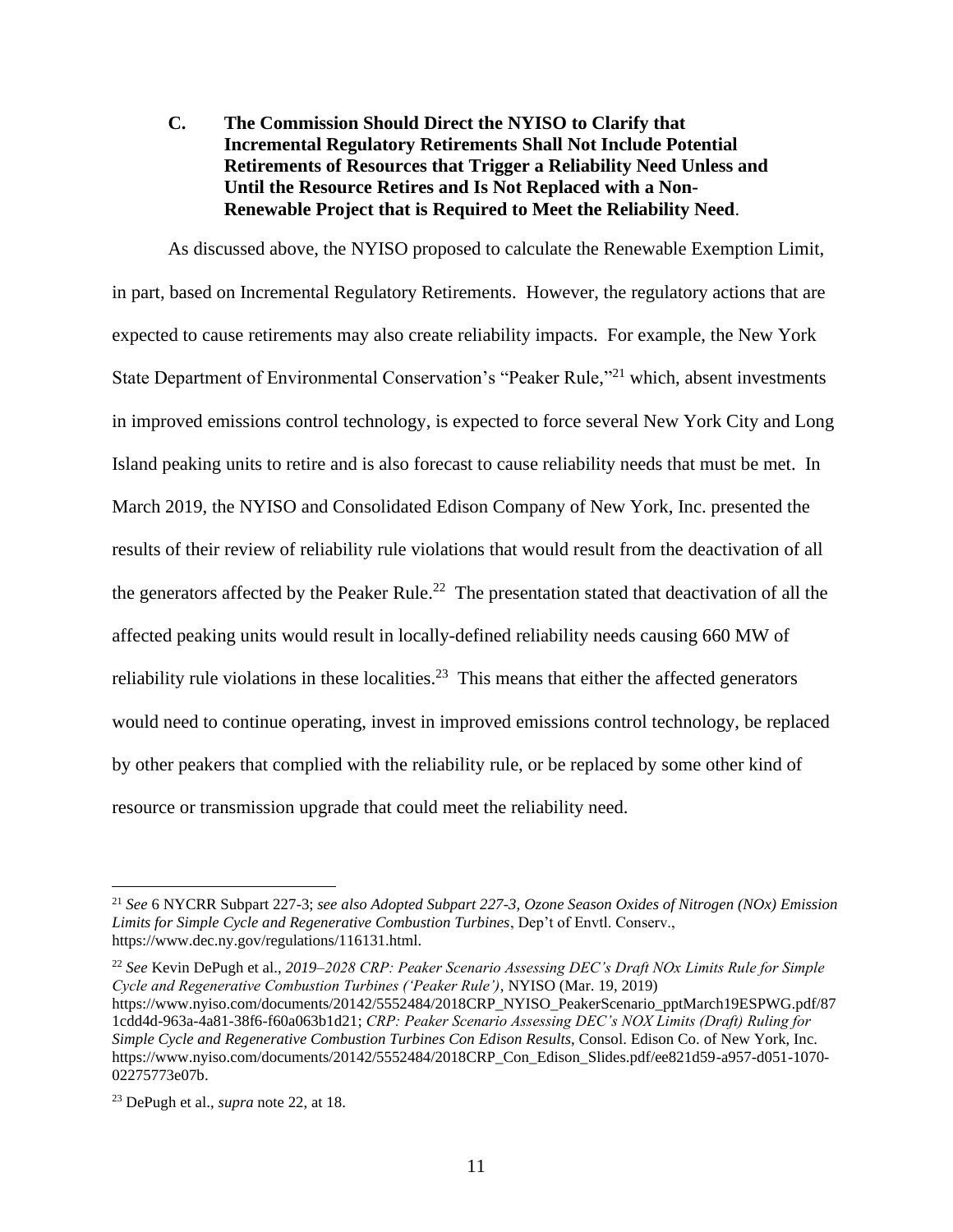### C. The Commission Should Direct the NYISO to Clarify that Incremental Regulatory Retirements Shall Not Include Potential Retirements of Resources that Trigger a Reliability Need Unless and Until the Resource Retires and Is Not Replaced with a Non-Renewable Project that is Required to Meet the Reliability Need.

As discussed above, the NYISO proposed to calculate the Renewable Exemption Limit, in part, based on Incremental Regulatory Retirements. However, the regulatory actions that are expected to cause retirements may also create reliability impacts. For example, the New York State Department of Environmental Conservation's "Peaker Rule,"[21] which, absent investments in improved emissions control technology, is expected to force several New York City and Long Island peaking units to retire and is also forecast to cause reliability needs that must be met. In March 2019, the NYISO and Consolidated Edison Company of New York, Inc. presented the results of their review of reliability rule violations that would result from the deactivation of all the generators affected by the Peaker Rule.[22] The presentation stated that deactivation of all the affected peaking units would result in locally-defined reliability needs causing 660 MW of reliability rule violations in these localities.[23] This means that either the affected generators would need to continue operating, invest in improved emissions control technology, be replaced by other peakers that complied with the reliability rule, or be replaced by some other kind of resource or transmission upgrade that could meet the reliability need.

---

[21] *See* 6 NYCRR Subpart 227-3; *see also Adopted Subpart 227-3, Ozone Season Oxides of Nitrogen (NOx) Emission Limits for Simple Cycle and Regenerative Combustion Turbines*, Dep't of Envtl. Conserv., https://www.dec.ny.gov/regulations/116131.html.

[22] *See* Kevin DePugh et al., *2019–2028 CRP: Peaker Scenario Assessing DEC's Draft NOx Limits Rule for Simple Cycle and Regenerative Combustion Turbines ('Peaker Rule')*, NYISO (Mar. 19, 2019) https://www.nyiso.com/documents/20142/5552484/2018CRP_NYISO_PeakerScenario_pptMarch19ESPWG.pdf/871cdd4d-963a-4a81-38f6-f60a063b1d21; *CRP: Peaker Scenario Assessing DEC's NOX Limits (Draft) Ruling for Simple Cycle and Regenerative Combustion Turbines Con Edison Results*, Consol. Edison Co. of New York, Inc. https://www.nyiso.com/documents/20142/5552484/2018CRP_Con_Edison_Slides.pdf/ee821d59-a957-d051-1070-02275773e07b.

[23] DePugh et al., *supra* note 22, at 18.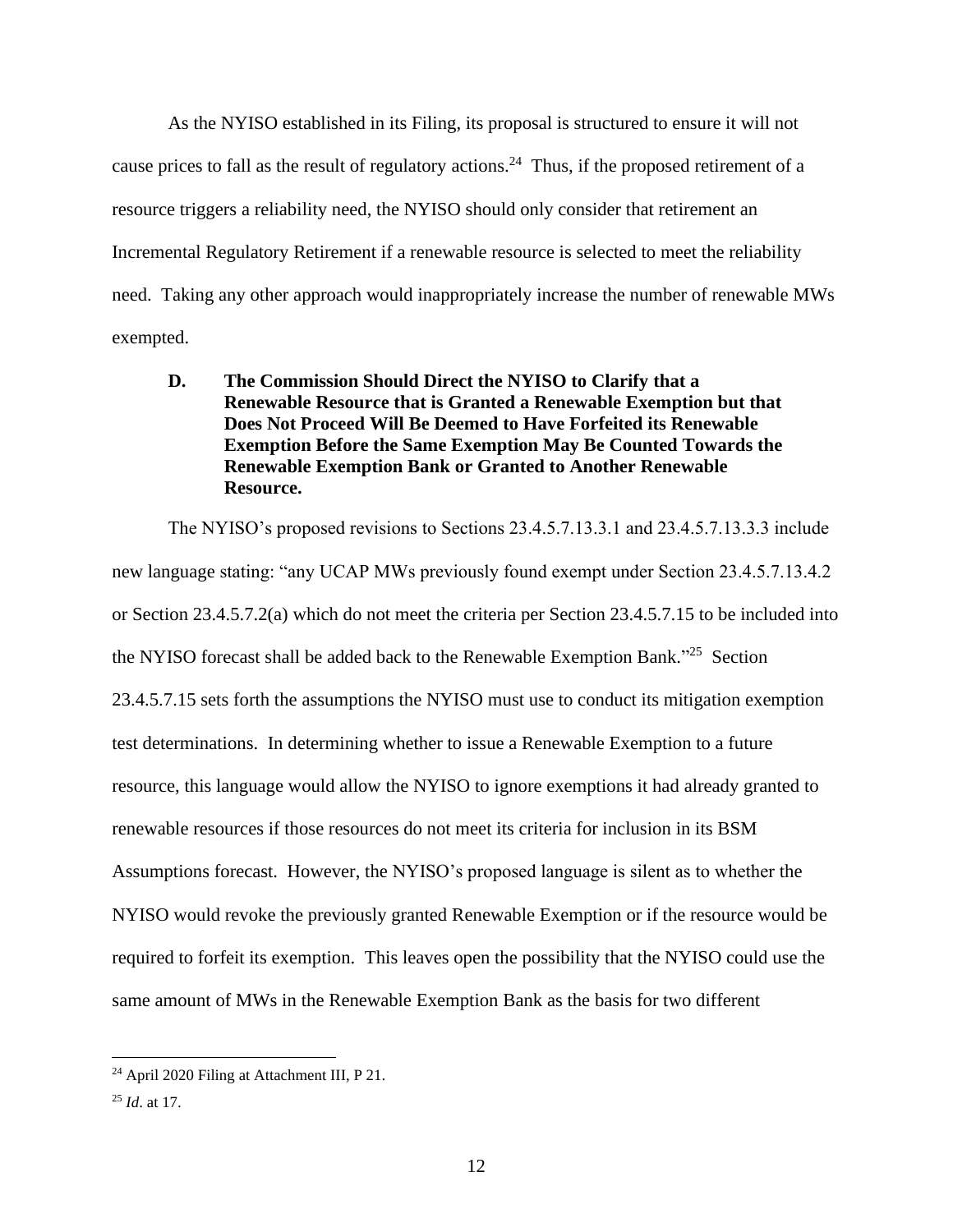As the NYISO established in its Filing, its proposal is structured to ensure it will not cause prices to fall as the result of regulatory actions.[24] Thus, if the proposed retirement of a resource triggers a reliability need, the NYISO should only consider that retirement an Incremental Regulatory Retirement if a renewable resource is selected to meet the reliability need. Taking any other approach would inappropriately increase the number of renewable MWs exempted.

### D. The Commission Should Direct the NYISO to Clarify that a Renewable Resource that is Granted a Renewable Exemption but that Does Not Proceed Will Be Deemed to Have Forfeited its Renewable Exemption Before the Same Exemption May Be Counted Towards the Renewable Exemption Bank or Granted to Another Renewable Resource.

The NYISO's proposed revisions to Sections 23.4.5.7.13.3.1 and 23.4.5.7.13.3.3 include new language stating: "any UCAP MWs previously found exempt under Section 23.4.5.7.13.4.2 or Section 23.4.5.7.2(a) which do not meet the criteria per Section 23.4.5.7.15 to be included into the NYISO forecast shall be added back to the Renewable Exemption Bank."[25] Section 23.4.5.7.15 sets forth the assumptions the NYISO must use to conduct its mitigation exemption test determinations. In determining whether to issue a Renewable Exemption to a future resource, this language would allow the NYISO to ignore exemptions it had already granted to renewable resources if those resources do not meet its criteria for inclusion in its BSM Assumptions forecast. However, the NYISO's proposed language is silent as to whether the NYISO would revoke the previously granted Renewable Exemption or if the resource would be required to forfeit its exemption. This leaves open the possibility that the NYISO could use the same amount of MWs in the Renewable Exemption Bank as the basis for two different

---

[24] April 2020 Filing at Attachment III, P 21.

[25] *Id*. at 17.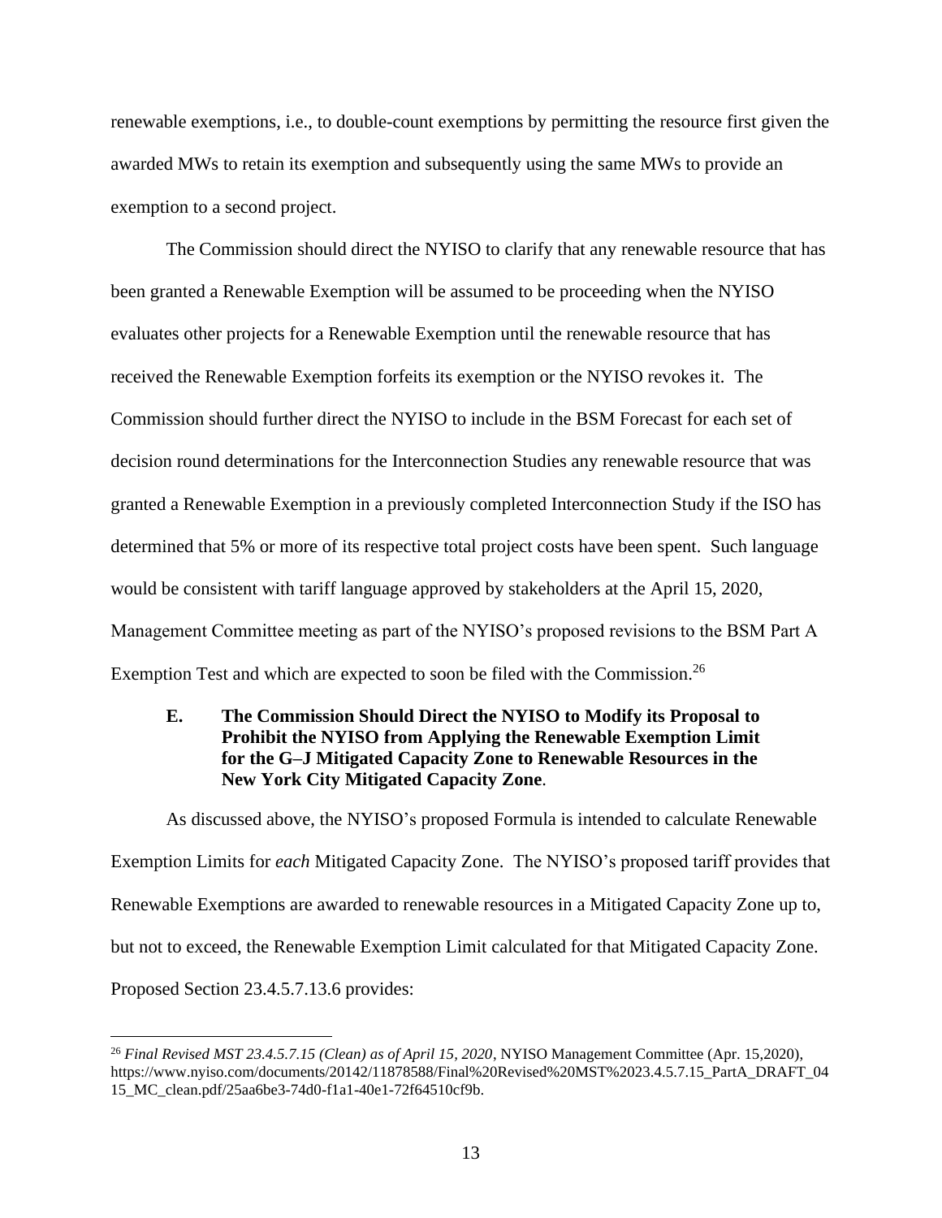renewable exemptions, i.e., to double-count exemptions by permitting the resource first given the awarded MWs to retain its exemption and subsequently using the same MWs to provide an exemption to a second project.

The Commission should direct the NYISO to clarify that any renewable resource that has been granted a Renewable Exemption will be assumed to be proceeding when the NYISO evaluates other projects for a Renewable Exemption until the renewable resource that has received the Renewable Exemption forfeits its exemption or the NYISO revokes it. The Commission should further direct the NYISO to include in the BSM Forecast for each set of decision round determinations for the Interconnection Studies any renewable resource that was granted a Renewable Exemption in a previously completed Interconnection Study if the ISO has determined that 5% or more of its respective total project costs have been spent. Such language would be consistent with tariff language approved by stakeholders at the April 15, 2020, Management Committee meeting as part of the NYISO's proposed revisions to the BSM Part A Exemption Test and which are expected to soon be filed with the Commission.[26]

### E. The Commission Should Direct the NYISO to Modify its Proposal to Prohibit the NYISO from Applying the Renewable Exemption Limit for the G–J Mitigated Capacity Zone to Renewable Resources in the New York City Mitigated Capacity Zone.

As discussed above, the NYISO's proposed Formula is intended to calculate Renewable Exemption Limits for *each* Mitigated Capacity Zone. The NYISO's proposed tariff provides that Renewable Exemptions are awarded to renewable resources in a Mitigated Capacity Zone up to, but not to exceed, the Renewable Exemption Limit calculated for that Mitigated Capacity Zone. Proposed Section 23.4.5.7.13.6 provides:

---

[26] *Final Revised MST 23.4.5.7.15 (Clean) as of April 15, 2020*, NYISO Management Committee (Apr. 15,2020), https://www.nyiso.com/documents/20142/11878588/Final%20Revised%20MST%2023.4.5.7.15_PartA_DRAFT_0415_MC_clean.pdf/25aa6be3-74d0-f1a1-40e1-72f64510cf9b.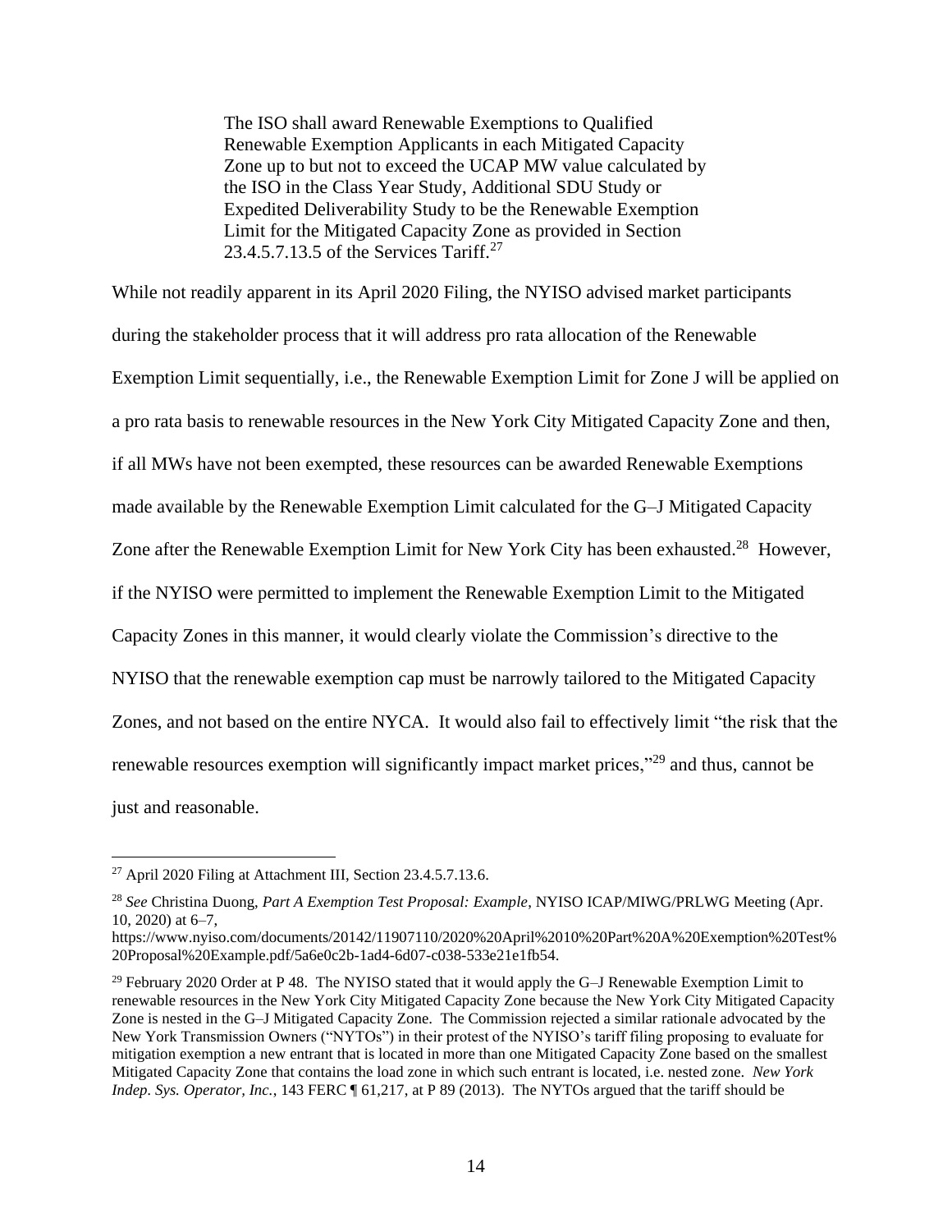> The ISO shall award Renewable Exemptions to Qualified Renewable Exemption Applicants in each Mitigated Capacity Zone up to but not to exceed the UCAP MW value calculated by the ISO in the Class Year Study, Additional SDU Study or Expedited Deliverability Study to be the Renewable Exemption Limit for the Mitigated Capacity Zone as provided in Section 23.4.5.7.13.5 of the Services Tariff.[27]

While not readily apparent in its April 2020 Filing, the NYISO advised market participants during the stakeholder process that it will address pro rata allocation of the Renewable Exemption Limit sequentially, i.e., the Renewable Exemption Limit for Zone J will be applied on a pro rata basis to renewable resources in the New York City Mitigated Capacity Zone and then, if all MWs have not been exempted, these resources can be awarded Renewable Exemptions made available by the Renewable Exemption Limit calculated for the G–J Mitigated Capacity Zone after the Renewable Exemption Limit for New York City has been exhausted.[28] However, if the NYISO were permitted to implement the Renewable Exemption Limit to the Mitigated Capacity Zones in this manner, it would clearly violate the Commission's directive to the NYISO that the renewable exemption cap must be narrowly tailored to the Mitigated Capacity Zones, and not based on the entire NYCA. It would also fail to effectively limit "the risk that the renewable resources exemption will significantly impact market prices,"[29] and thus, cannot be just and reasonable.

---

[27] April 2020 Filing at Attachment III, Section 23.4.5.7.13.6.

[28] *See* Christina Duong, *Part A Exemption Test Proposal: Example*, NYISO ICAP/MIWG/PRLWG Meeting (Apr. 10, 2020) at 6–7, https://www.nyiso.com/documents/20142/11907110/2020%20April%2010%20Part%20A%20Exemption%20Test%20Proposal%20Example.pdf/5a6e0c2b-1ad4-6d07-c038-533e21e1fb54.

[29] February 2020 Order at P 48. The NYISO stated that it would apply the G–J Renewable Exemption Limit to renewable resources in the New York City Mitigated Capacity Zone because the New York City Mitigated Capacity Zone is nested in the G–J Mitigated Capacity Zone. The Commission rejected a similar rationale advocated by the New York Transmission Owners ("NYTOs") in their protest of the NYISO's tariff filing proposing to evaluate for mitigation exemption a new entrant that is located in more than one Mitigated Capacity Zone based on the smallest Mitigated Capacity Zone that contains the load zone in which such entrant is located, i.e. nested zone. *New York Indep. Sys. Operator, Inc.*, 143 FERC ¶ 61,217, at P 89 (2013). The NYTOs argued that the tariff should be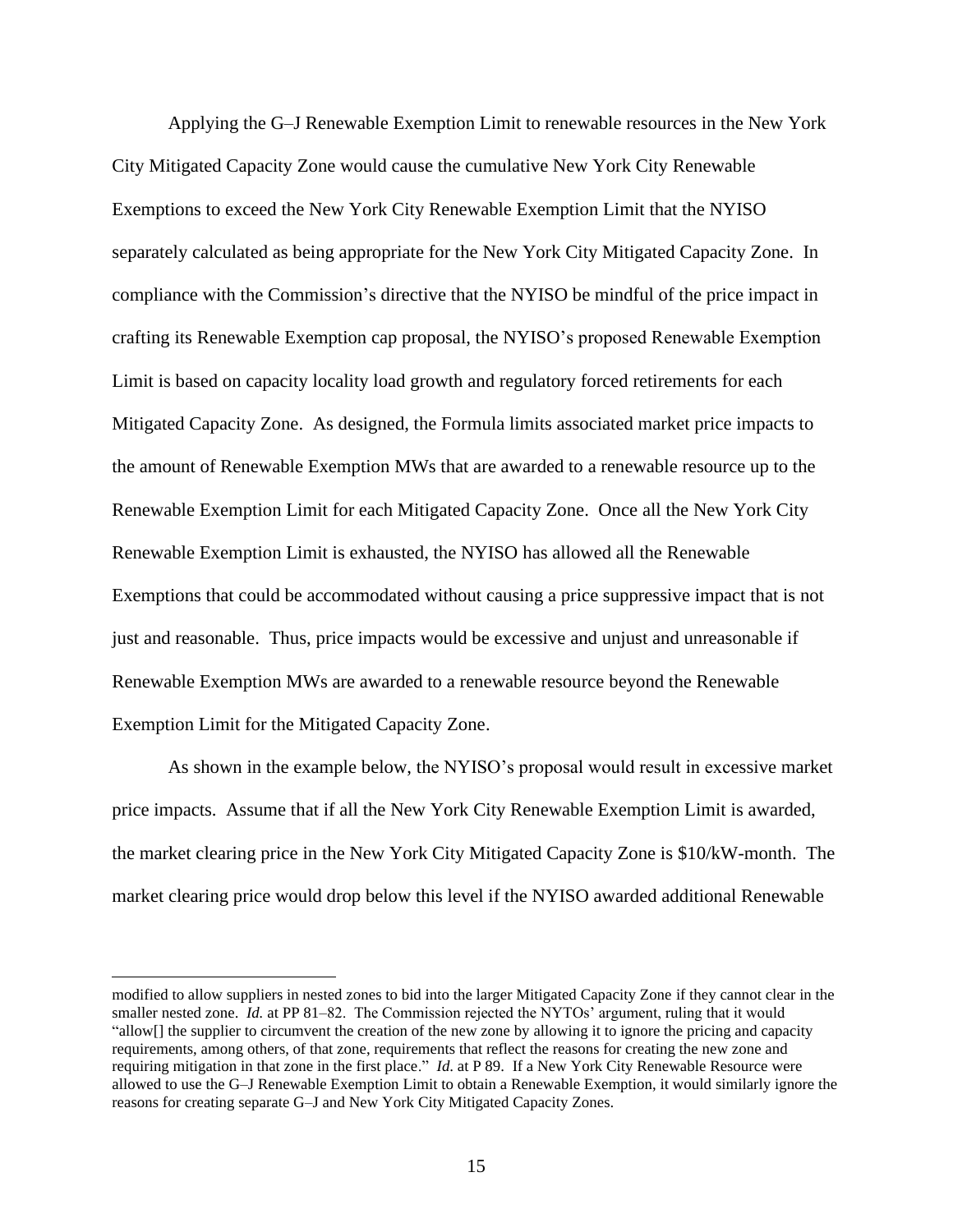Applying the G–J Renewable Exemption Limit to renewable resources in the New York City Mitigated Capacity Zone would cause the cumulative New York City Renewable Exemptions to exceed the New York City Renewable Exemption Limit that the NYISO separately calculated as being appropriate for the New York City Mitigated Capacity Zone. In compliance with the Commission's directive that the NYISO be mindful of the price impact in crafting its Renewable Exemption cap proposal, the NYISO's proposed Renewable Exemption Limit is based on capacity locality load growth and regulatory forced retirements for each Mitigated Capacity Zone. As designed, the Formula limits associated market price impacts to the amount of Renewable Exemption MWs that are awarded to a renewable resource up to the Renewable Exemption Limit for each Mitigated Capacity Zone. Once all the New York City Renewable Exemption Limit is exhausted, the NYISO has allowed all the Renewable Exemptions that could be accommodated without causing a price suppressive impact that is not just and reasonable. Thus, price impacts would be excessive and unjust and unreasonable if Renewable Exemption MWs are awarded to a renewable resource beyond the Renewable Exemption Limit for the Mitigated Capacity Zone.

As shown in the example below, the NYISO's proposal would result in excessive market price impacts. Assume that if all the New York City Renewable Exemption Limit is awarded, the market clearing price in the New York City Mitigated Capacity Zone is \$10/kW-month. The market clearing price would drop below this level if the NYISO awarded additional Renewable

---

modified to allow suppliers in nested zones to bid into the larger Mitigated Capacity Zone if they cannot clear in the smaller nested zone. *Id.* at PP 81–82. The Commission rejected the NYTOs' argument, ruling that it would "allow[] the supplier to circumvent the creation of the new zone by allowing it to ignore the pricing and capacity requirements, among others, of that zone, requirements that reflect the reasons for creating the new zone and requiring mitigation in that zone in the first place." *Id.* at P 89. If a New York City Renewable Resource were allowed to use the G–J Renewable Exemption Limit to obtain a Renewable Exemption, it would similarly ignore the reasons for creating separate G–J and New York City Mitigated Capacity Zones.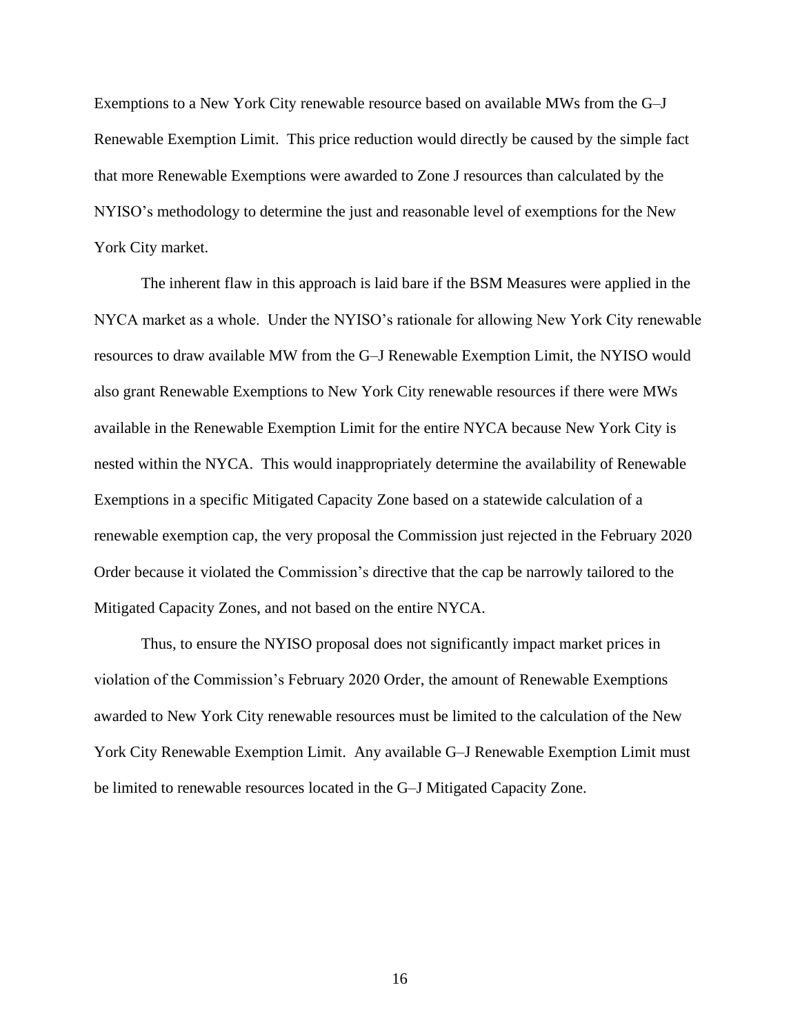Exemptions to a New York City renewable resource based on available MWs from the G–J Renewable Exemption Limit. This price reduction would directly be caused by the simple fact that more Renewable Exemptions were awarded to Zone J resources than calculated by the NYISO's methodology to determine the just and reasonable level of exemptions for the New York City market.

The inherent flaw in this approach is laid bare if the BSM Measures were applied in the NYCA market as a whole. Under the NYISO's rationale for allowing New York City renewable resources to draw available MW from the G–J Renewable Exemption Limit, the NYISO would also grant Renewable Exemptions to New York City renewable resources if there were MWs available in the Renewable Exemption Limit for the entire NYCA because New York City is nested within the NYCA. This would inappropriately determine the availability of Renewable Exemptions in a specific Mitigated Capacity Zone based on a statewide calculation of a renewable exemption cap, the very proposal the Commission just rejected in the February 2020 Order because it violated the Commission's directive that the cap be narrowly tailored to the Mitigated Capacity Zones, and not based on the entire NYCA.

Thus, to ensure the NYISO proposal does not significantly impact market prices in violation of the Commission's February 2020 Order, the amount of Renewable Exemptions awarded to New York City renewable resources must be limited to the calculation of the New York City Renewable Exemption Limit. Any available G–J Renewable Exemption Limit must be limited to renewable resources located in the G–J Mitigated Capacity Zone.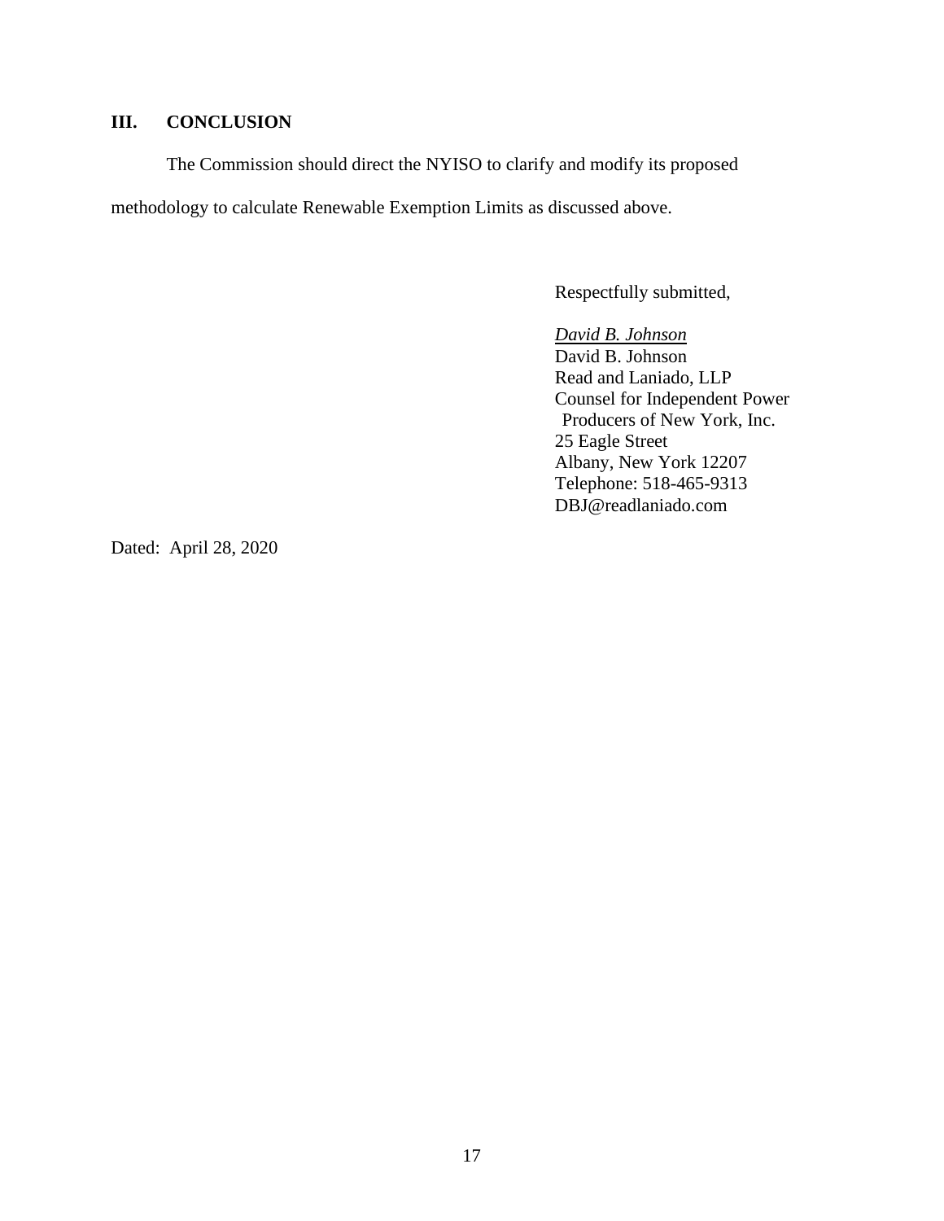## III. CONCLUSION

The Commission should direct the NYISO to clarify and modify its proposed methodology to calculate Renewable Exemption Limits as discussed above.

Respectfully submitted,

*David B. Johnson*  
David B. Johnson  
Read and Laniado, LLP  
Counsel for Independent Power Producers of New York, Inc.  
25 Eagle Street  
Albany, New York 12207  
Telephone: 518-465-9313  
DBJ@readlaniado.com

Dated: April 28, 2020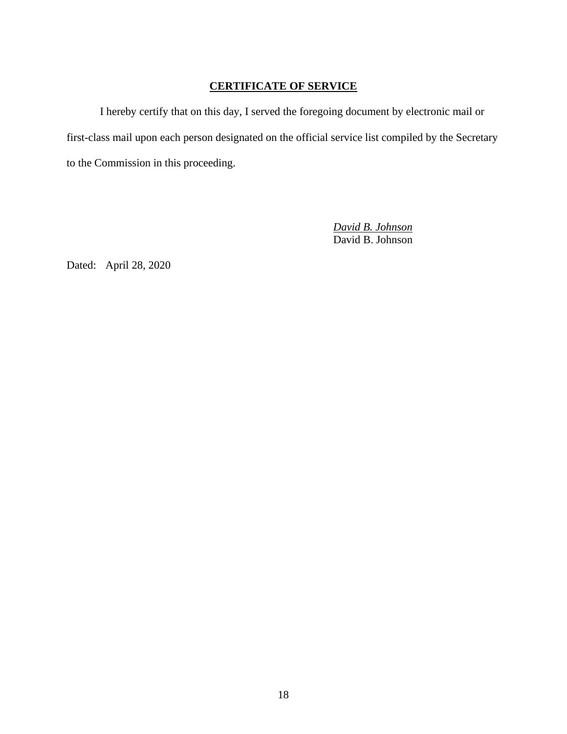**CERTIFICATE OF SERVICE**

I hereby certify that on this day, I served the foregoing document by electronic mail or first-class mail upon each person designated on the official service list compiled by the Secretary to the Commission in this proceeding.

*David B. Johnson*
David B. Johnson

Dated: April 28, 2020